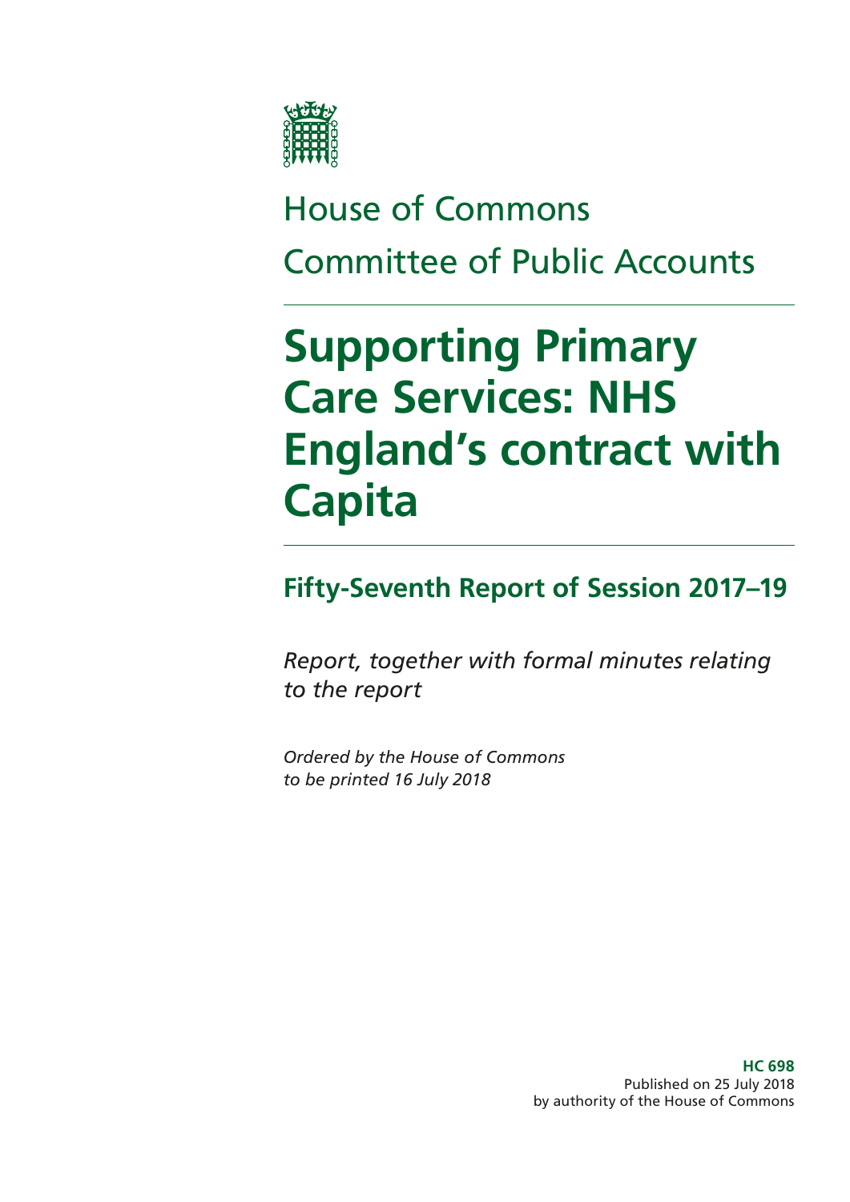House of Commons

Committee of Public Accounts

# Supporting Primary Care Services: NHS England's contract with Capita

## Fifty-Seventh Report of Session 2017–19

*Report, together with formal minutes relating to the report*

*Ordered by the House of Commons to be printed 16 July 2018*

**HC 698**
Published on 25 July 2018
by authority of the House of Commons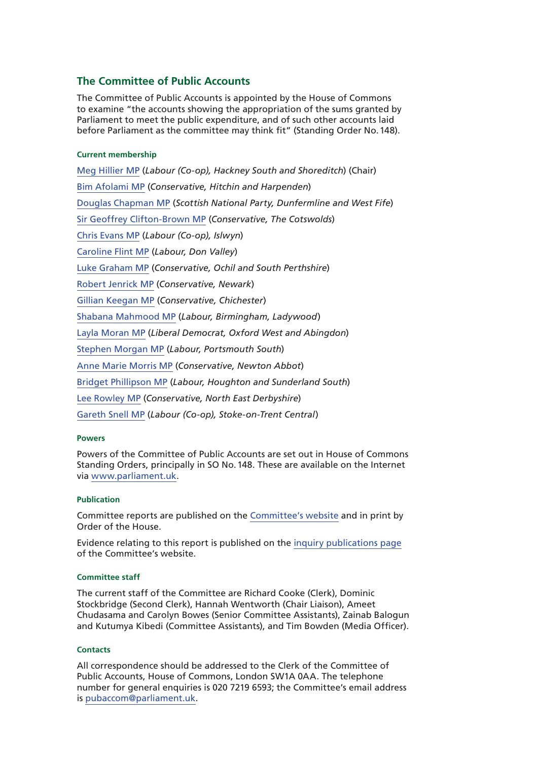## The Committee of Public Accounts

The Committee of Public Accounts is appointed by the House of Commons to examine "the accounts showing the appropriation of the sums granted by Parliament to meet the public expenditure, and of such other accounts laid before Parliament as the committee may think fit" (Standing Order No. 148).

### Current membership

Meg Hillier MP (*Labour (Co-op), Hackney South and Shoreditch*) (Chair)

Bim Afolami MP (*Conservative, Hitchin and Harpenden*)

Douglas Chapman MP (*Scottish National Party, Dunfermline and West Fife*)

Sir Geoffrey Clifton-Brown MP (*Conservative, The Cotswolds*)

Chris Evans MP (*Labour (Co-op), Islwyn*)

Caroline Flint MP (*Labour, Don Valley*)

Luke Graham MP (*Conservative, Ochil and South Perthshire*)

Robert Jenrick MP (*Conservative, Newark*)

Gillian Keegan MP (*Conservative, Chichester*)

Shabana Mahmood MP (*Labour, Birmingham, Ladywood*)

Layla Moran MP (*Liberal Democrat, Oxford West and Abingdon*)

Stephen Morgan MP (*Labour, Portsmouth South*)

Anne Marie Morris MP (*Conservative, Newton Abbot*)

Bridget Phillipson MP (*Labour, Houghton and Sunderland South*)

Lee Rowley MP (*Conservative, North East Derbyshire*)

Gareth Snell MP (*Labour (Co-op), Stoke-on-Trent Central*)

### Powers

Powers of the Committee of Public Accounts are set out in House of Commons Standing Orders, principally in SO No. 148. These are available on the Internet via www.parliament.uk.

### Publication

Committee reports are published on the Committee's website and in print by Order of the House.

Evidence relating to this report is published on the inquiry publications page of the Committee's website.

### Committee staff

The current staff of the Committee are Richard Cooke (Clerk), Dominic Stockbridge (Second Clerk), Hannah Wentworth (Chair Liaison), Ameet Chudasama and Carolyn Bowes (Senior Committee Assistants), Zainab Balogun and Kutumya Kibedi (Committee Assistants), and Tim Bowden (Media Officer).

### Contacts

All correspondence should be addressed to the Clerk of the Committee of Public Accounts, House of Commons, London SW1A 0AA. The telephone number for general enquiries is 020 7219 6593; the Committee's email address is pubaccom@parliament.uk.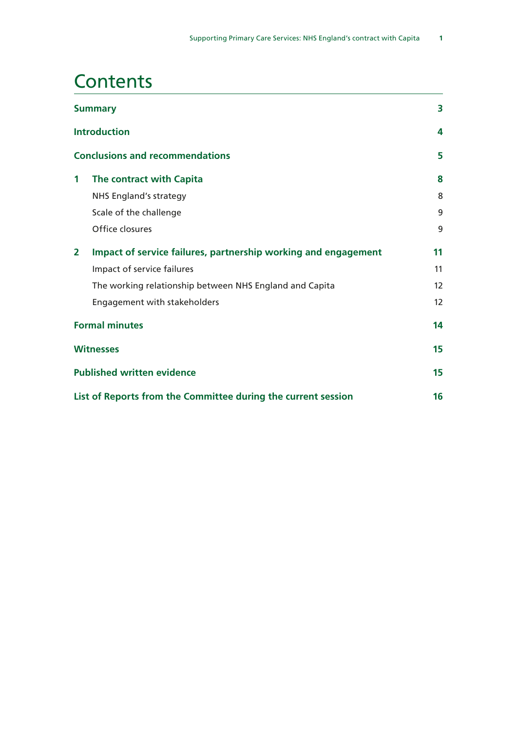# Contents

| | | |
|---|---|---|
| **Summary** | | **3** |
| **Introduction** | | **4** |
| **Conclusions and recommendations** | | **5** |
| **1** | **The contract with Capita** | **8** |
| | NHS England's strategy | 8 |
| | Scale of the challenge | 9 |
| | Office closures | 9 |
| **2** | **Impact of service failures, partnership working and engagement** | **11** |
| | Impact of service failures | 11 |
| | The working relationship between NHS England and Capita | 12 |
| | Engagement with stakeholders | 12 |
| **Formal minutes** | | **14** |
| **Witnesses** | | **15** |
| **Published written evidence** | | **15** |
| **List of Reports from the Committee during the current session** | | **16** |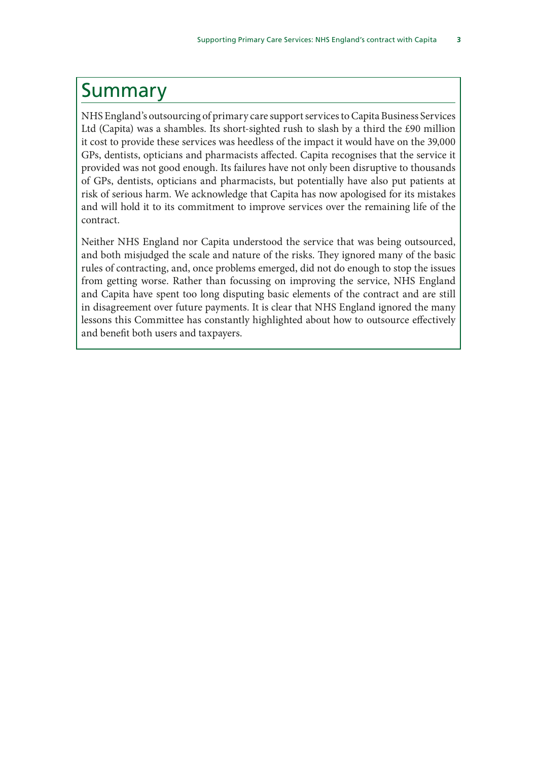# Summary

NHS England's outsourcing of primary care support services to Capita Business Services Ltd (Capita) was a shambles. Its short-sighted rush to slash by a third the £90 million it cost to provide these services was heedless of the impact it would have on the 39,000 GPs, dentists, opticians and pharmacists affected. Capita recognises that the service it provided was not good enough. Its failures have not only been disruptive to thousands of GPs, dentists, opticians and pharmacists, but potentially have also put patients at risk of serious harm. We acknowledge that Capita has now apologised for its mistakes and will hold it to its commitment to improve services over the remaining life of the contract.

Neither NHS England nor Capita understood the service that was being outsourced, and both misjudged the scale and nature of the risks. They ignored many of the basic rules of contracting, and, once problems emerged, did not do enough to stop the issues from getting worse. Rather than focussing on improving the service, NHS England and Capita have spent too long disputing basic elements of the contract and are still in disagreement over future payments. It is clear that NHS England ignored the many lessons this Committee has constantly highlighted about how to outsource effectively and benefit both users and taxpayers.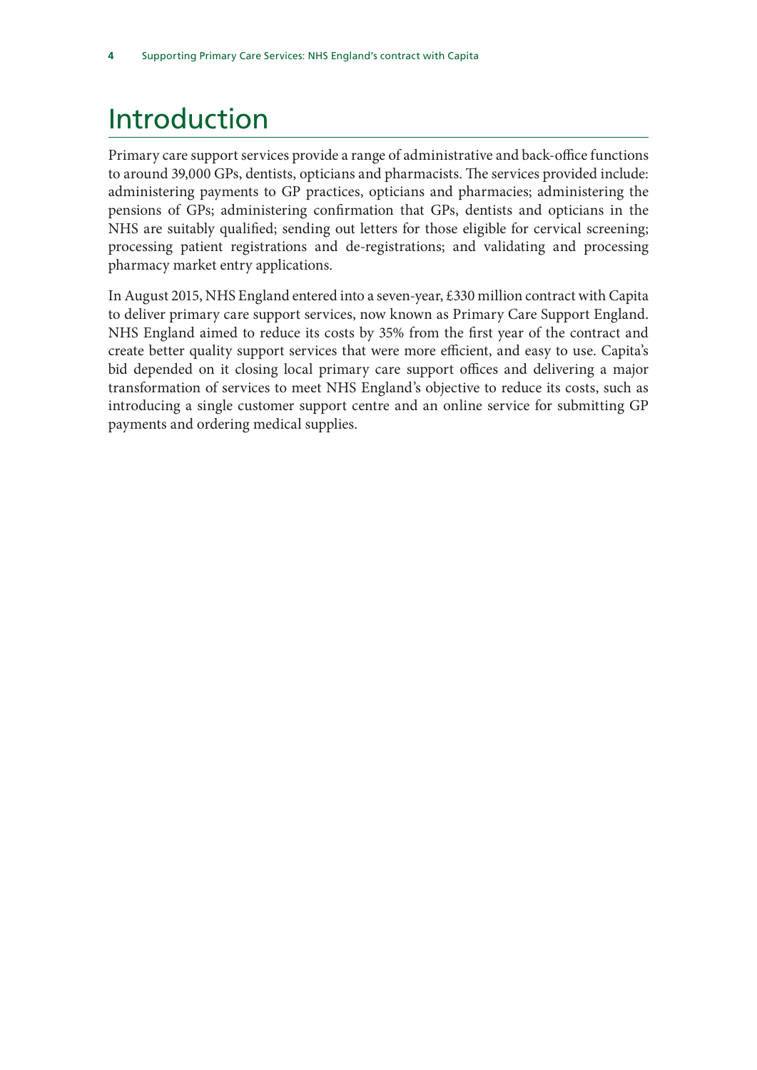# Introduction

Primary care support services provide a range of administrative and back-office functions to around 39,000 GPs, dentists, opticians and pharmacists. The services provided include: administering payments to GP practices, opticians and pharmacies; administering the pensions of GPs; administering confirmation that GPs, dentists and opticians in the NHS are suitably qualified; sending out letters for those eligible for cervical screening; processing patient registrations and de-registrations; and validating and processing pharmacy market entry applications.

In August 2015, NHS England entered into a seven-year, £330 million contract with Capita to deliver primary care support services, now known as Primary Care Support England. NHS England aimed to reduce its costs by 35% from the first year of the contract and create better quality support services that were more efficient, and easy to use. Capita's bid depended on it closing local primary care support offices and delivering a major transformation of services to meet NHS England's objective to reduce its costs, such as introducing a single customer support centre and an online service for submitting GP payments and ordering medical supplies.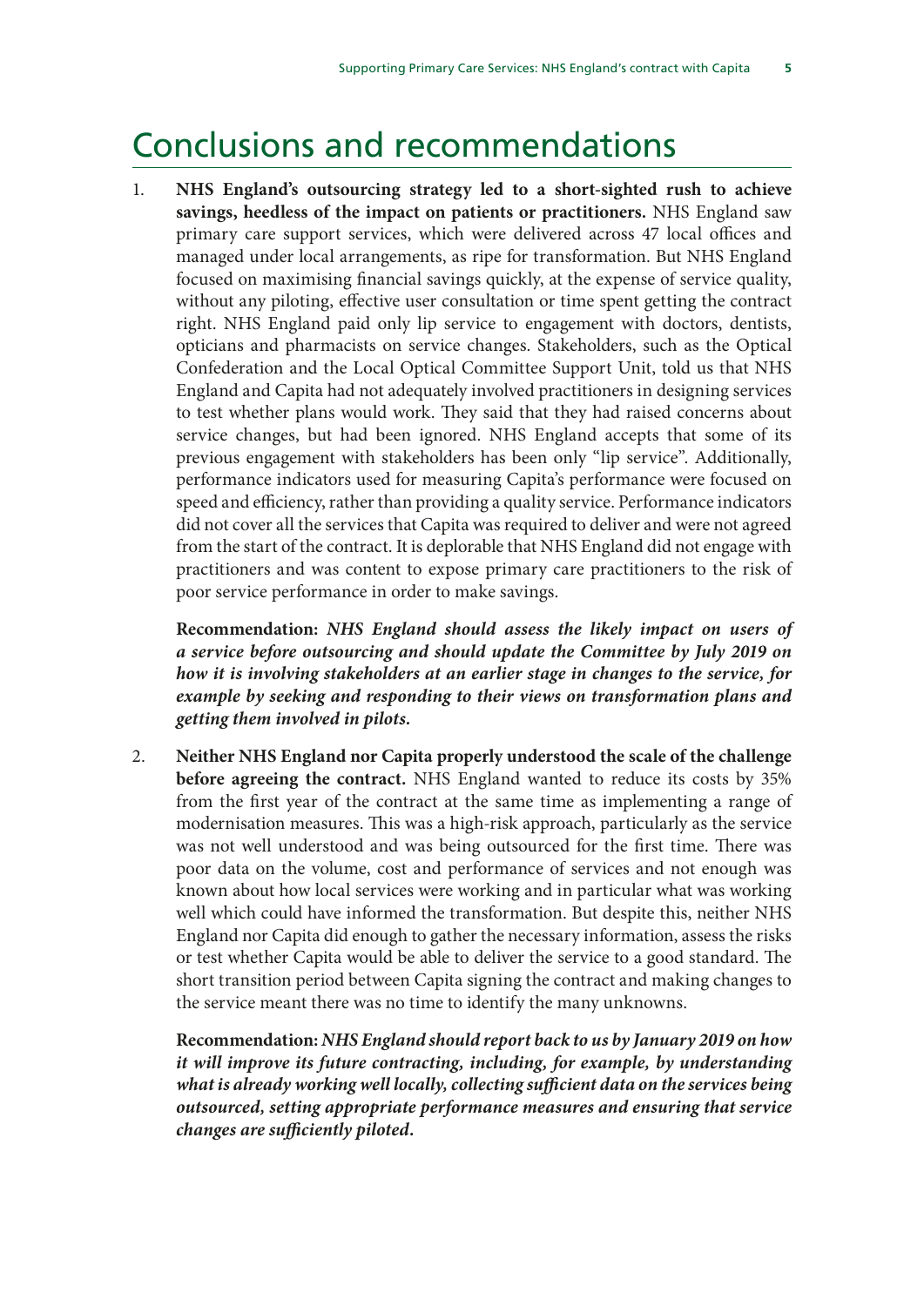# Conclusions and recommendations

1. **NHS England's outsourcing strategy led to a short-sighted rush to achieve savings, heedless of the impact on patients or practitioners.** NHS England saw primary care support services, which were delivered across 47 local offices and managed under local arrangements, as ripe for transformation. But NHS England focused on maximising financial savings quickly, at the expense of service quality, without any piloting, effective user consultation or time spent getting the contract right. NHS England paid only lip service to engagement with doctors, dentists, opticians and pharmacists on service changes. Stakeholders, such as the Optical Confederation and the Local Optical Committee Support Unit, told us that NHS England and Capita had not adequately involved practitioners in designing services to test whether plans would work. They said that they had raised concerns about service changes, but had been ignored. NHS England accepts that some of its previous engagement with stakeholders has been only "lip service". Additionally, performance indicators used for measuring Capita's performance were focused on speed and efficiency, rather than providing a quality service. Performance indicators did not cover all the services that Capita was required to deliver and were not agreed from the start of the contract. It is deplorable that NHS England did not engage with practitioners and was content to expose primary care practitioners to the risk of poor service performance in order to make savings.

   **Recommendation:** ***NHS England should assess the likely impact on users of a service before outsourcing and should update the Committee by July 2019 on how it is involving stakeholders at an earlier stage in changes to the service, for example by seeking and responding to their views on transformation plans and getting them involved in pilots.***

2. **Neither NHS England nor Capita properly understood the scale of the challenge before agreeing the contract.** NHS England wanted to reduce its costs by 35% from the first year of the contract at the same time as implementing a range of modernisation measures. This was a high-risk approach, particularly as the service was not well understood and was being outsourced for the first time. There was poor data on the volume, cost and performance of services and not enough was known about how local services were working and in particular what was working well which could have informed the transformation. But despite this, neither NHS England nor Capita did enough to gather the necessary information, assess the risks or test whether Capita would be able to deliver the service to a good standard. The short transition period between Capita signing the contract and making changes to the service meant there was no time to identify the many unknowns.

   **Recommendation:** ***NHS England should report back to us by January 2019 on how it will improve its future contracting, including, for example, by understanding what is already working well locally, collecting sufficient data on the services being outsourced, setting appropriate performance measures and ensuring that service changes are sufficiently piloted.***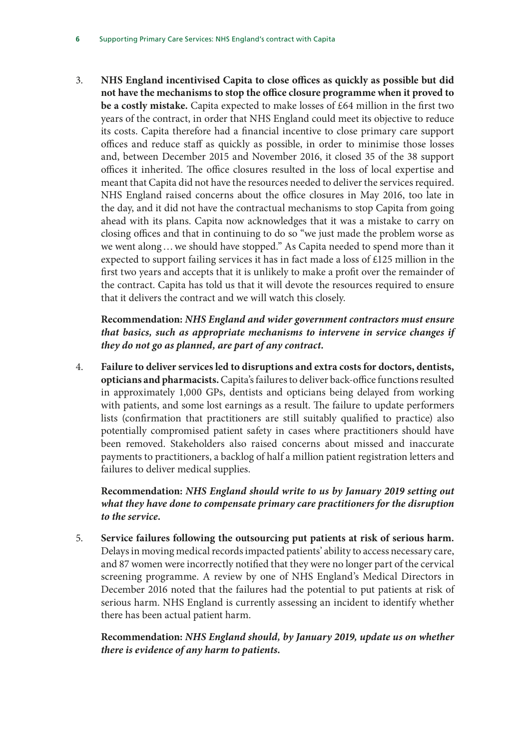3. **NHS England incentivised Capita to close offices as quickly as possible but did not have the mechanisms to stop the office closure programme when it proved to be a costly mistake.** Capita expected to make losses of £64 million in the first two years of the contract, in order that NHS England could meet its objective to reduce its costs. Capita therefore had a financial incentive to close primary care support offices and reduce staff as quickly as possible, in order to minimise those losses and, between December 2015 and November 2016, it closed 35 of the 38 support offices it inherited. The office closures resulted in the loss of local expertise and meant that Capita did not have the resources needed to deliver the services required. NHS England raised concerns about the office closures in May 2016, too late in the day, and it did not have the contractual mechanisms to stop Capita from going ahead with its plans. Capita now acknowledges that it was a mistake to carry on closing offices and that in continuing to do so "we just made the problem worse as we went along… we should have stopped." As Capita needed to spend more than it expected to support failing services it has in fact made a loss of £125 million in the first two years and accepts that it is unlikely to make a profit over the remainder of the contract. Capita has told us that it will devote the resources required to ensure that it delivers the contract and we will watch this closely.

   **Recommendation:** ***NHS England and wider government contractors must ensure that basics, such as appropriate mechanisms to intervene in service changes if they do not go as planned, are part of any contract.***

4. **Failure to deliver services led to disruptions and extra costs for doctors, dentists, opticians and pharmacists.** Capita's failures to deliver back-office functions resulted in approximately 1,000 GPs, dentists and opticians being delayed from working with patients, and some lost earnings as a result. The failure to update performers lists (confirmation that practitioners are still suitably qualified to practice) also potentially compromised patient safety in cases where practitioners should have been removed. Stakeholders also raised concerns about missed and inaccurate payments to practitioners, a backlog of half a million patient registration letters and failures to deliver medical supplies.

   **Recommendation:** ***NHS England should write to us by January 2019 setting out what they have done to compensate primary care practitioners for the disruption to the service.***

5. **Service failures following the outsourcing put patients at risk of serious harm.** Delays in moving medical records impacted patients' ability to access necessary care, and 87 women were incorrectly notified that they were no longer part of the cervical screening programme. A review by one of NHS England's Medical Directors in December 2016 noted that the failures had the potential to put patients at risk of serious harm. NHS England is currently assessing an incident to identify whether there has been actual patient harm.

   **Recommendation:** ***NHS England should, by January 2019, update us on whether there is evidence of any harm to patients.***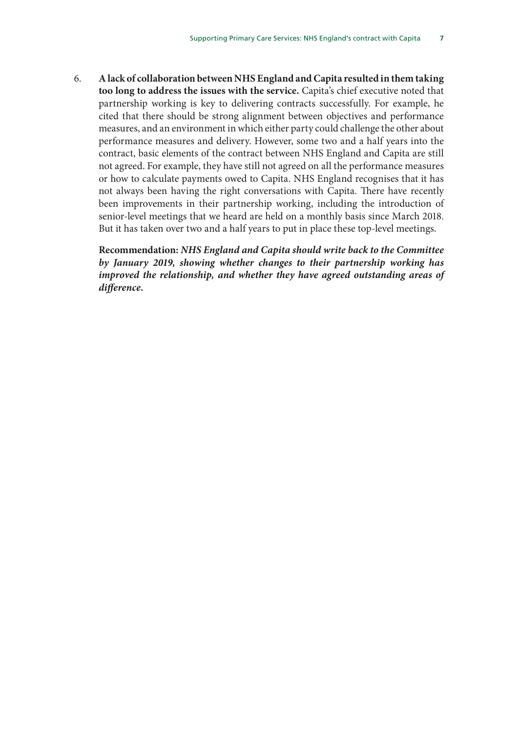6. **A lack of collaboration between NHS England and Capita resulted in them taking too long to address the issues with the service.** Capita's chief executive noted that partnership working is key to delivering contracts successfully. For example, he cited that there should be strong alignment between objectives and performance measures, and an environment in which either party could challenge the other about performance measures and delivery. However, some two and a half years into the contract, basic elements of the contract between NHS England and Capita are still not agreed. For example, they have still not agreed on all the performance measures or how to calculate payments owed to Capita. NHS England recognises that it has not always been having the right conversations with Capita. There have recently been improvements in their partnership working, including the introduction of senior-level meetings that we heard are held on a monthly basis since March 2018. But it has taken over two and a half years to put in place these top-level meetings.

   **Recommendation:** ***NHS England and Capita should write back to the Committee by January 2019, showing whether changes to their partnership working has improved the relationship, and whether they have agreed outstanding areas of difference.***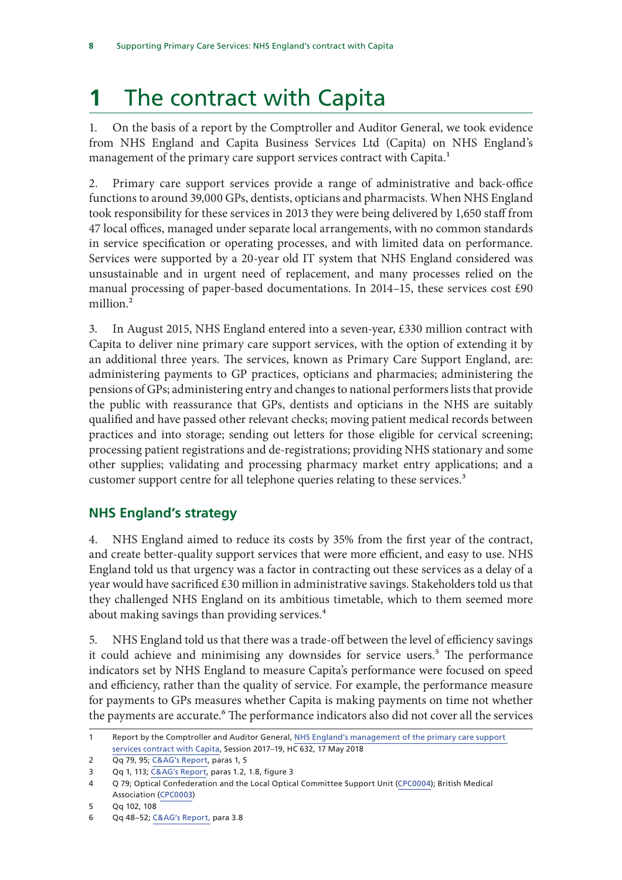# 1 The contract with Capita

1. On the basis of a report by the Comptroller and Auditor General, we took evidence from NHS England and Capita Business Services Ltd (Capita) on NHS England's management of the primary care support services contract with Capita.[1]

2. Primary care support services provide a range of administrative and back-office functions to around 39,000 GPs, dentists, opticians and pharmacists. When NHS England took responsibility for these services in 2013 they were being delivered by 1,650 staff from 47 local offices, managed under separate local arrangements, with no common standards in service specification or operating processes, and with limited data on performance. Services were supported by a 20-year old IT system that NHS England considered was unsustainable and in urgent need of replacement, and many processes relied on the manual processing of paper-based documentations. In 2014–15, these services cost £90 million.[2]

3. In August 2015, NHS England entered into a seven-year, £330 million contract with Capita to deliver nine primary care support services, with the option of extending it by an additional three years. The services, known as Primary Care Support England, are: administering payments to GP practices, opticians and pharmacies; administering the pensions of GPs; administering entry and changes to national performers lists that provide the public with reassurance that GPs, dentists and opticians in the NHS are suitably qualified and have passed other relevant checks; moving patient medical records between practices and into storage; sending out letters for those eligible for cervical screening; processing patient registrations and de-registrations; providing NHS stationary and some other supplies; validating and processing pharmacy market entry applications; and a customer support centre for all telephone queries relating to these services.[3]

## NHS England's strategy

4. NHS England aimed to reduce its costs by 35% from the first year of the contract, and create better-quality support services that were more efficient, and easy to use. NHS England told us that urgency was a factor in contracting out these services as a delay of a year would have sacrificed £30 million in administrative savings. Stakeholders told us that they challenged NHS England on its ambitious timetable, which to them seemed more about making savings than providing services.[4]

5. NHS England told us that there was a trade-off between the level of efficiency savings it could achieve and minimising any downsides for service users.[5] The performance indicators set by NHS England to measure Capita's performance were focused on speed and efficiency, rather than the quality of service. For example, the performance measure for payments to GPs measures whether Capita is making payments on time not whether the payments are accurate.[6] The performance indicators also did not cover all the services

---

1 Report by the Comptroller and Auditor General, NHS England's management of the primary care support services contract with Capita, Session 2017–19, HC 632, 17 May 2018

2 Qq 79, 95; C&AG's Report, paras 1, 5

3 Qq 1, 113; C&AG's Report, paras 1.2, 1.8, figure 3

4 Q 79; Optical Confederation and the Local Optical Committee Support Unit (CPC0004); British Medical Association (CPC0003)

5 Qq 102, 108

6 Qq 48–52; C&AG's Report, para 3.8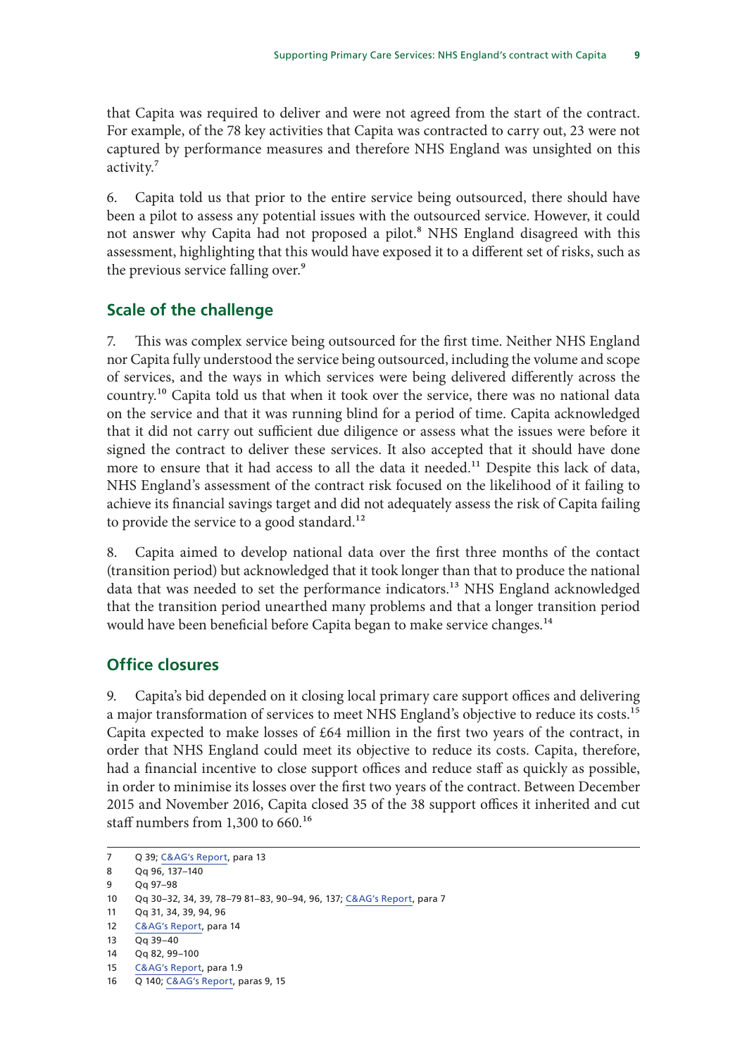that Capita was required to deliver and were not agreed from the start of the contract. For example, of the 78 key activities that Capita was contracted to carry out, 23 were not captured by performance measures and therefore NHS England was unsighted on this activity.[7]

6. Capita told us that prior to the entire service being outsourced, there should have been a pilot to assess any potential issues with the outsourced service. However, it could not answer why Capita had not proposed a pilot.[8] NHS England disagreed with this assessment, highlighting that this would have exposed it to a different set of risks, such as the previous service falling over.[9]

## Scale of the challenge

7. This was complex service being outsourced for the first time. Neither NHS England nor Capita fully understood the service being outsourced, including the volume and scope of services, and the ways in which services were being delivered differently across the country.[10] Capita told us that when it took over the service, there was no national data on the service and that it was running blind for a period of time. Capita acknowledged that it did not carry out sufficient due diligence or assess what the issues were before it signed the contract to deliver these services. It also accepted that it should have done more to ensure that it had access to all the data it needed.[11] Despite this lack of data, NHS England's assessment of the contract risk focused on the likelihood of it failing to achieve its financial savings target and did not adequately assess the risk of Capita failing to provide the service to a good standard.[12]

8. Capita aimed to develop national data over the first three months of the contact (transition period) but acknowledged that it took longer than that to produce the national data that was needed to set the performance indicators.[13] NHS England acknowledged that the transition period unearthed many problems and that a longer transition period would have been beneficial before Capita began to make service changes.[14]

## Office closures

9. Capita's bid depended on it closing local primary care support offices and delivering a major transformation of services to meet NHS England's objective to reduce its costs.[15] Capita expected to make losses of £64 million in the first two years of the contract, in order that NHS England could meet its objective to reduce its costs. Capita, therefore, had a financial incentive to close support offices and reduce staff as quickly as possible, in order to minimise its losses over the first two years of the contract. Between December 2015 and November 2016, Capita closed 35 of the 38 support offices it inherited and cut staff numbers from 1,300 to 660.[16]

---

7 Q 39; C&AG's Report, para 13

8 Qq 96, 137–140

9 Qq 97–98

10 Qq 30–32, 34, 39, 78–79 81–83, 90–94, 96, 137; C&AG's Report, para 7

11 Qq 31, 34, 39, 94, 96

12 C&AG's Report, para 14

13 Qq 39–40

14 Qq 82, 99–100

15 C&AG's Report, para 1.9

16 Q 140; C&AG's Report, paras 9, 15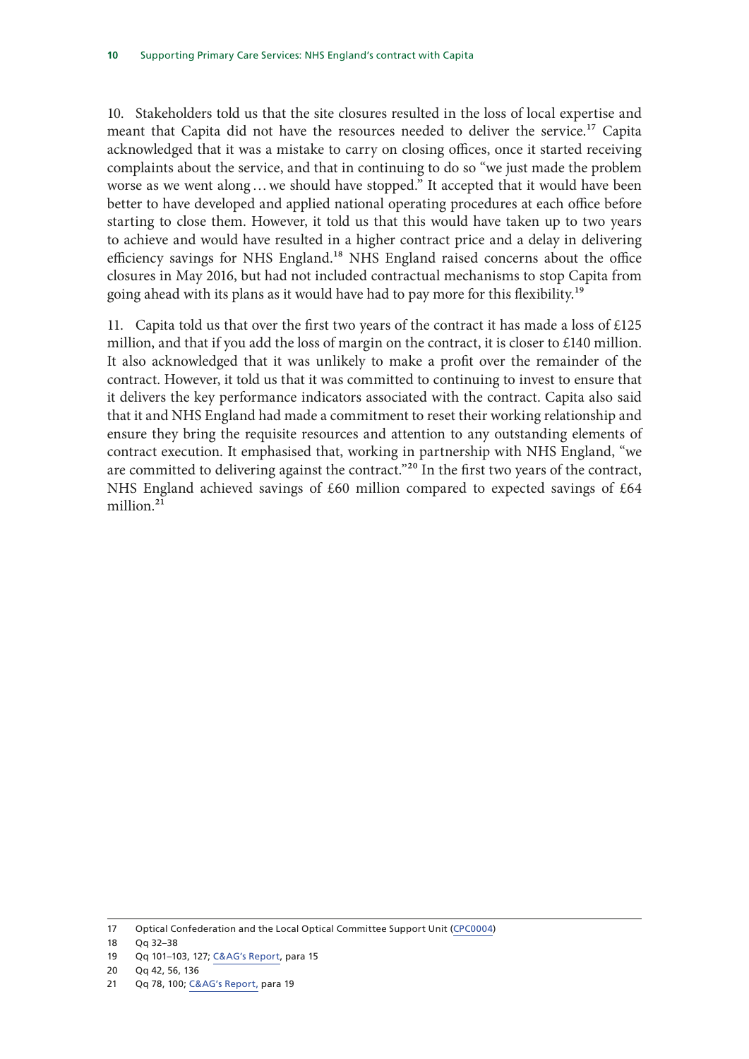10. Stakeholders told us that the site closures resulted in the loss of local expertise and meant that Capita did not have the resources needed to deliver the service.[17] Capita acknowledged that it was a mistake to carry on closing offices, once it started receiving complaints about the service, and that in continuing to do so "we just made the problem worse as we went along … we should have stopped." It accepted that it would have been better to have developed and applied national operating procedures at each office before starting to close them. However, it told us that this would have taken up to two years to achieve and would have resulted in a higher contract price and a delay in delivering efficiency savings for NHS England.[18] NHS England raised concerns about the office closures in May 2016, but had not included contractual mechanisms to stop Capita from going ahead with its plans as it would have had to pay more for this flexibility.[19]

11. Capita told us that over the first two years of the contract it has made a loss of £125 million, and that if you add the loss of margin on the contract, it is closer to £140 million. It also acknowledged that it was unlikely to make a profit over the remainder of the contract. However, it told us that it was committed to continuing to invest to ensure that it delivers the key performance indicators associated with the contract. Capita also said that it and NHS England had made a commitment to reset their working relationship and ensure they bring the requisite resources and attention to any outstanding elements of contract execution. It emphasised that, working in partnership with NHS England, "we are committed to delivering against the contract."[20] In the first two years of the contract, NHS England achieved savings of £60 million compared to expected savings of £64 million.[21]

---

17 Optical Confederation and the Local Optical Committee Support Unit (CPC0004)

18 Qq 32–38

19 Qq 101–103, 127; C&AG's Report, para 15

20 Qq 42, 56, 136

21 Qq 78, 100; C&AG's Report, para 19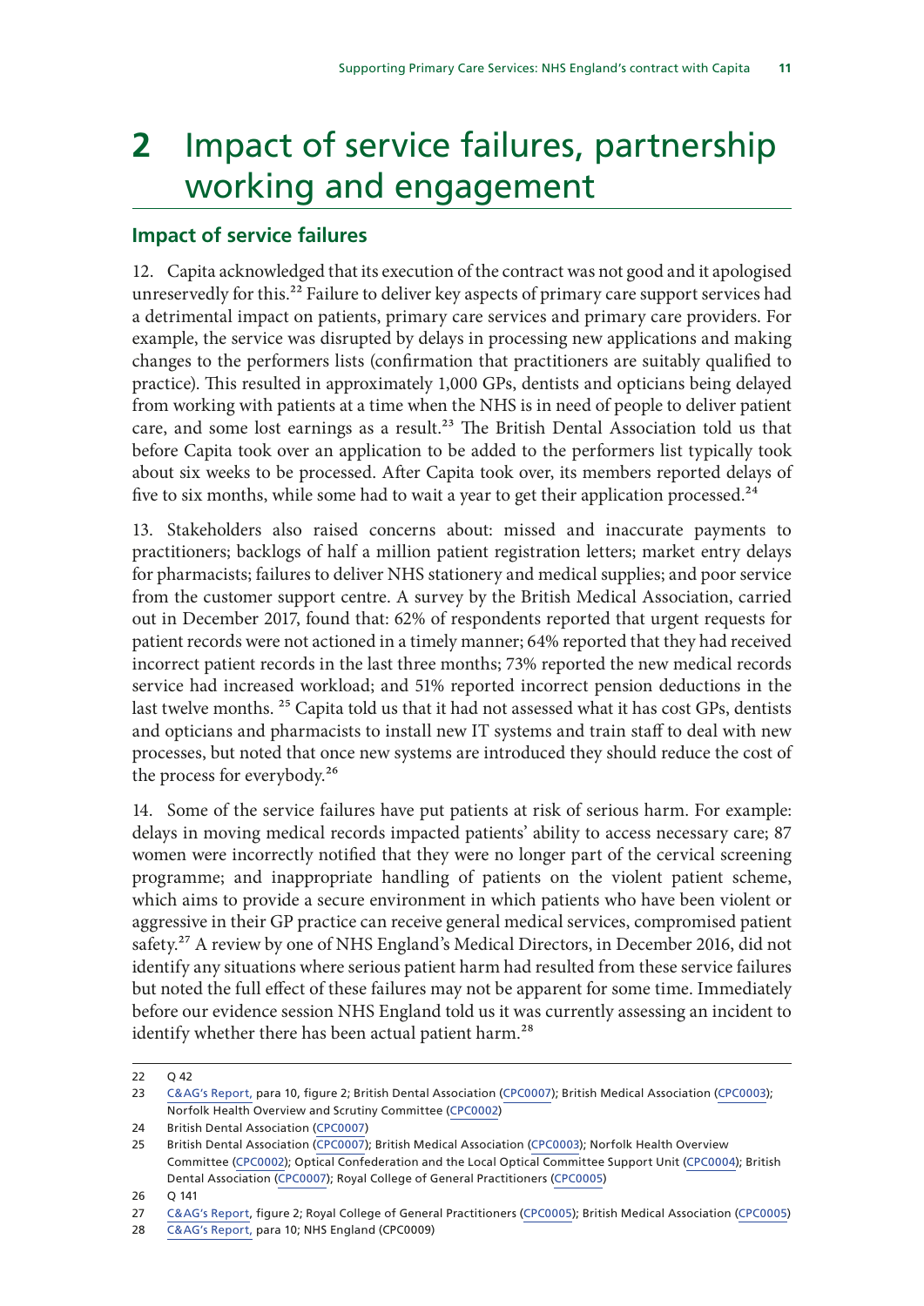# 2 Impact of service failures, partnership working and engagement

## Impact of service failures

12. Capita acknowledged that its execution of the contract was not good and it apologised unreservedly for this.[22] Failure to deliver key aspects of primary care support services had a detrimental impact on patients, primary care services and primary care providers. For example, the service was disrupted by delays in processing new applications and making changes to the performers lists (confirmation that practitioners are suitably qualified to practice). This resulted in approximately 1,000 GPs, dentists and opticians being delayed from working with patients at a time when the NHS is in need of people to deliver patient care, and some lost earnings as a result.[23] The British Dental Association told us that before Capita took over an application to be added to the performers list typically took about six weeks to be processed. After Capita took over, its members reported delays of five to six months, while some had to wait a year to get their application processed.[24]

13. Stakeholders also raised concerns about: missed and inaccurate payments to practitioners; backlogs of half a million patient registration letters; market entry delays for pharmacists; failures to deliver NHS stationery and medical supplies; and poor service from the customer support centre. A survey by the British Medical Association, carried out in December 2017, found that: 62% of respondents reported that urgent requests for patient records were not actioned in a timely manner; 64% reported that they had received incorrect patient records in the last three months; 73% reported the new medical records service had increased workload; and 51% reported incorrect pension deductions in the last twelve months. [25] Capita told us that it had not assessed what it has cost GPs, dentists and opticians and pharmacists to install new IT systems and train staff to deal with new processes, but noted that once new systems are introduced they should reduce the cost of the process for everybody.[26]

14. Some of the service failures have put patients at risk of serious harm. For example: delays in moving medical records impacted patients' ability to access necessary care; 87 women were incorrectly notified that they were no longer part of the cervical screening programme; and inappropriate handling of patients on the violent patient scheme, which aims to provide a secure environment in which patients who have been violent or aggressive in their GP practice can receive general medical services, compromised patient safety.[27] A review by one of NHS England's Medical Directors, in December 2016, did not identify any situations where serious patient harm had resulted from these service failures but noted the full effect of these failures may not be apparent for some time. Immediately before our evidence session NHS England told us it was currently assessing an incident to identify whether there has been actual patient harm.[28]

---

22 Q 42

23 C&AG's Report, para 10, figure 2; British Dental Association (CPC0007); British Medical Association (CPC0003); Norfolk Health Overview and Scrutiny Committee (CPC0002)

24 British Dental Association (CPC0007)

25 British Dental Association (CPC0007); British Medical Association (CPC0003); Norfolk Health Overview Committee (CPC0002); Optical Confederation and the Local Optical Committee Support Unit (CPC0004); British Dental Association (CPC0007); Royal College of General Practitioners (CPC0005)

26 Q 141

27 C&AG's Report, figure 2; Royal College of General Practitioners (CPC0005); British Medical Association (CPC0005)

28 C&AG's Report, para 10; NHS England (CPC0009)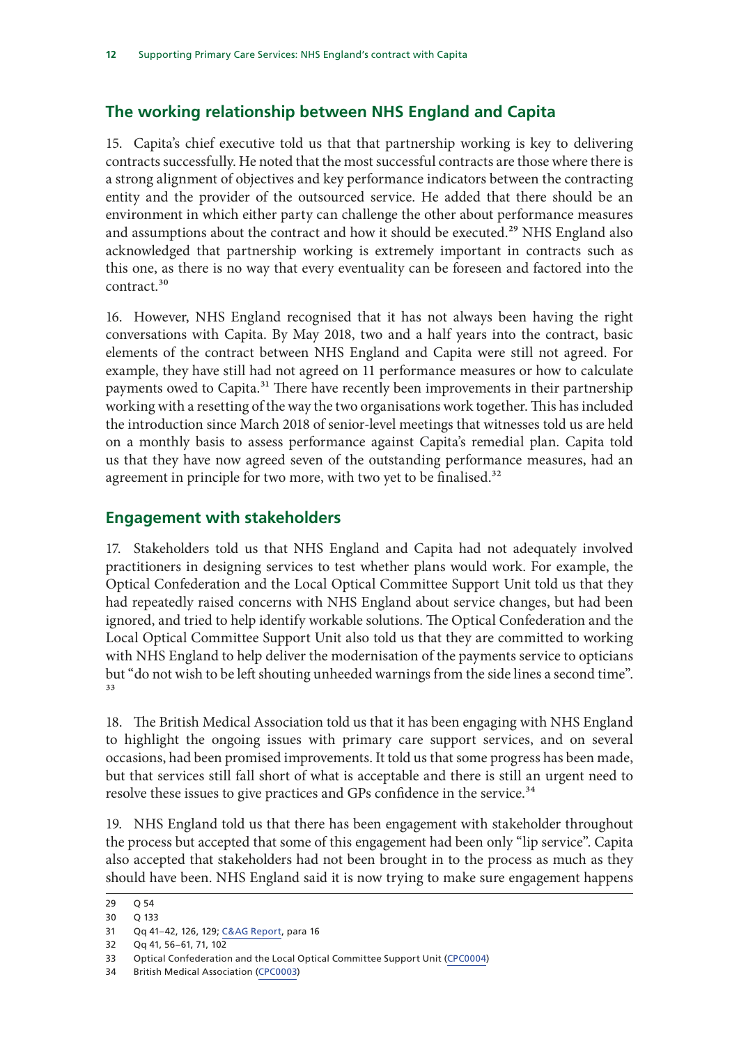## The working relationship between NHS England and Capita

15. Capita's chief executive told us that that partnership working is key to delivering contracts successfully. He noted that the most successful contracts are those where there is a strong alignment of objectives and key performance indicators between the contracting entity and the provider of the outsourced service. He added that there should be an environment in which either party can challenge the other about performance measures and assumptions about the contract and how it should be executed.[29] NHS England also acknowledged that partnership working is extremely important in contracts such as this one, as there is no way that every eventuality can be foreseen and factored into the contract.[30]

16. However, NHS England recognised that it has not always been having the right conversations with Capita. By May 2018, two and a half years into the contract, basic elements of the contract between NHS England and Capita were still not agreed. For example, they have still had not agreed on 11 performance measures or how to calculate payments owed to Capita.[31] There have recently been improvements in their partnership working with a resetting of the way the two organisations work together. This has included the introduction since March 2018 of senior-level meetings that witnesses told us are held on a monthly basis to assess performance against Capita's remedial plan. Capita told us that they have now agreed seven of the outstanding performance measures, had an agreement in principle for two more, with two yet to be finalised.[32]

## Engagement with stakeholders

17. Stakeholders told us that NHS England and Capita had not adequately involved practitioners in designing services to test whether plans would work. For example, the Optical Confederation and the Local Optical Committee Support Unit told us that they had repeatedly raised concerns with NHS England about service changes, but had been ignored, and tried to help identify workable solutions. The Optical Confederation and the Local Optical Committee Support Unit also told us that they are committed to working with NHS England to help deliver the modernisation of the payments service to opticians but "do not wish to be left shouting unheeded warnings from the side lines a second time".[33]

18. The British Medical Association told us that it has been engaging with NHS England to highlight the ongoing issues with primary care support services, and on several occasions, had been promised improvements. It told us that some progress has been made, but that services still fall short of what is acceptable and there is still an urgent need to resolve these issues to give practices and GPs confidence in the service.[34]

19. NHS England told us that there has been engagement with stakeholder throughout the process but accepted that some of this engagement had been only "lip service". Capita also accepted that stakeholders had not been brought in to the process as much as they should have been. NHS England said it is now trying to make sure engagement happens

---

29 Q 54

30 Q 133

31 Qq 41–42, 126, 129; C&AG Report, para 16

32 Qq 41, 56–61, 71, 102

33 Optical Confederation and the Local Optical Committee Support Unit (CPC0004)

34 British Medical Association (CPC0003)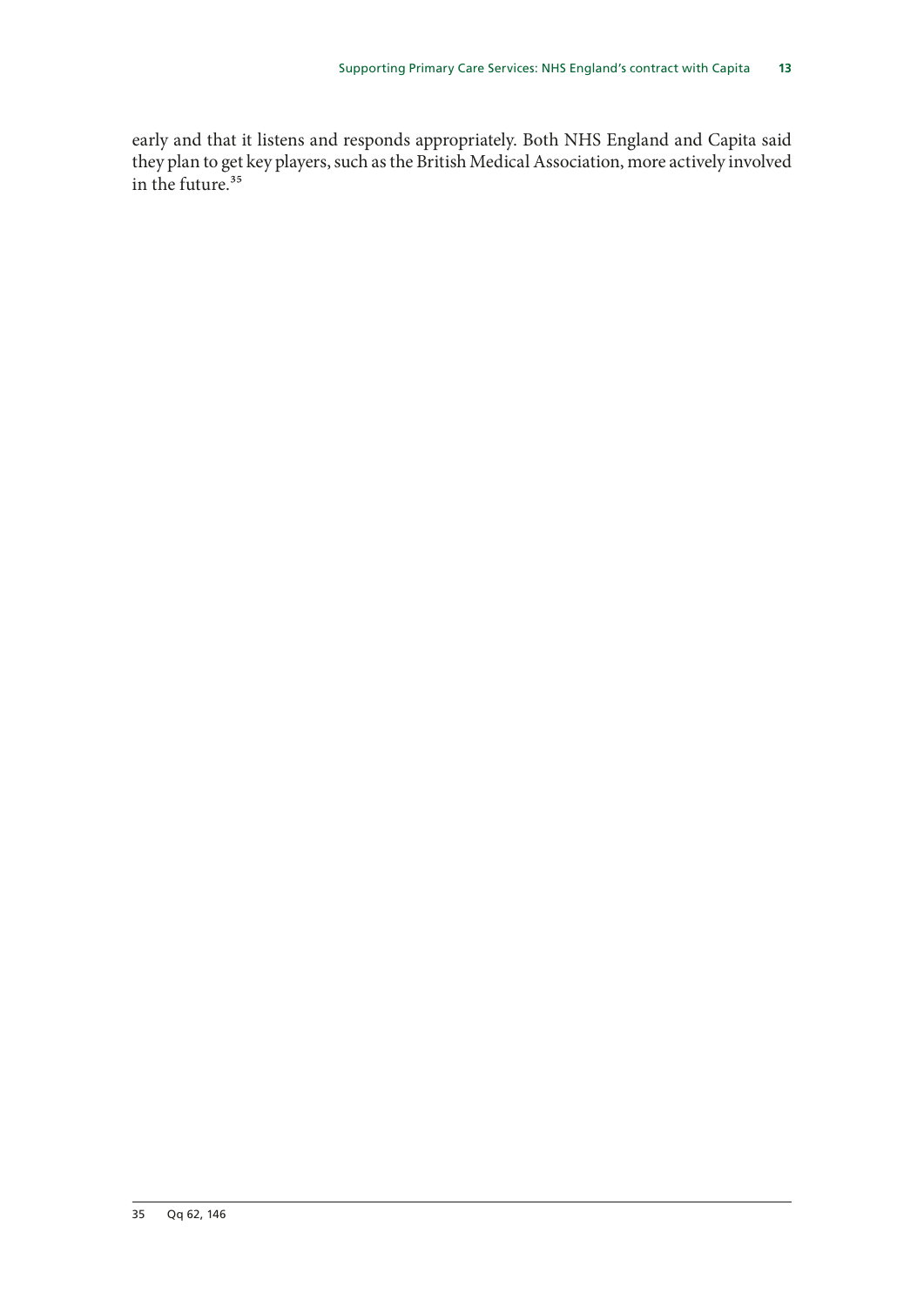early and that it listens and responds appropriately. Both NHS England and Capita said they plan to get key players, such as the British Medical Association, more actively involved in the future.[35]

35 Qq 62, 146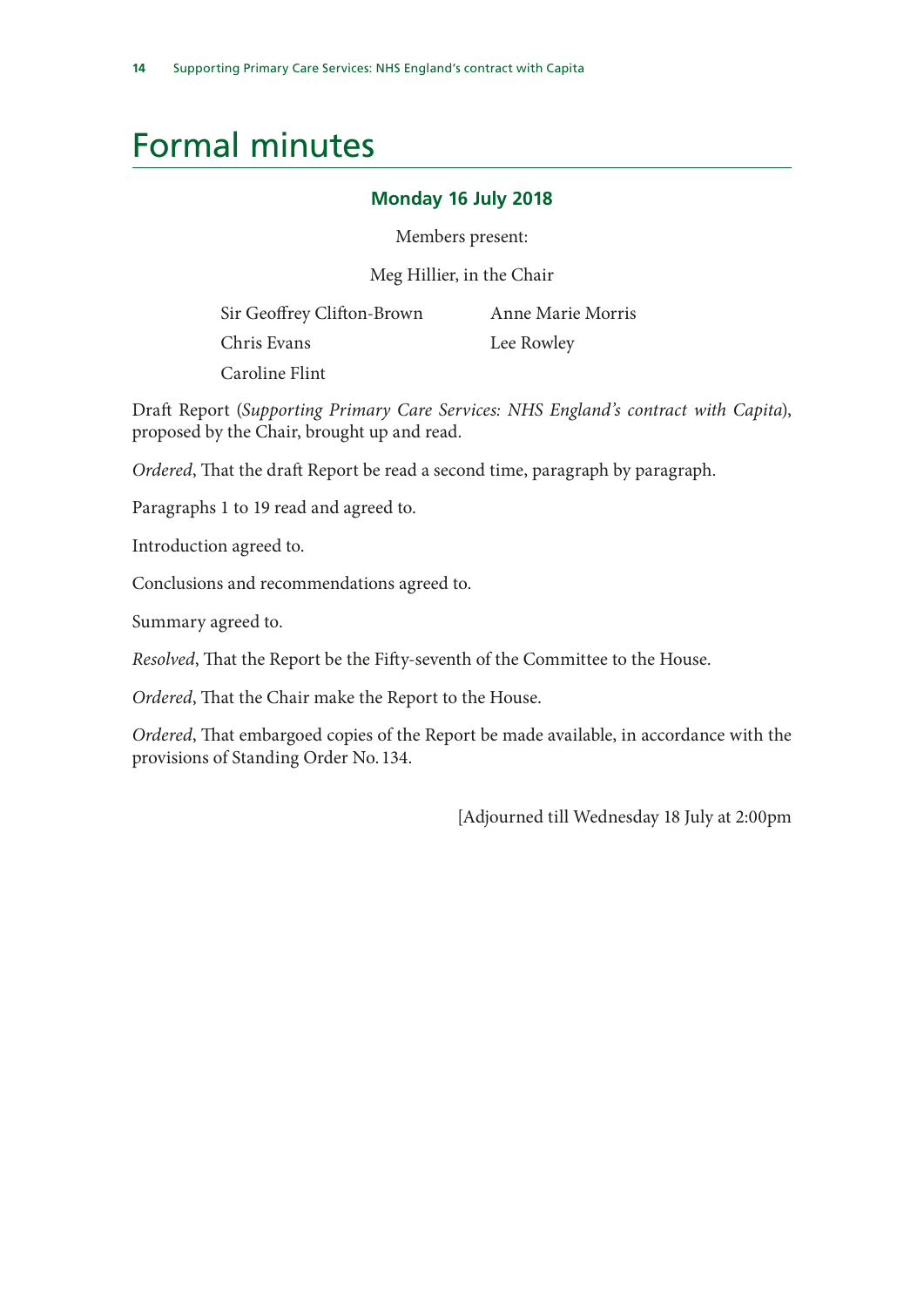# Formal minutes

### Monday 16 July 2018

Members present:

Meg Hillier, in the Chair

Sir Geoffrey Clifton-Brown
Chris Evans
Caroline Flint
Anne Marie Morris
Lee Rowley

Draft Report (*Supporting Primary Care Services: NHS England's contract with Capita*), proposed by the Chair, brought up and read.

*Ordered*, That the draft Report be read a second time, paragraph by paragraph.

Paragraphs 1 to 19 read and agreed to.

Introduction agreed to.

Conclusions and recommendations agreed to.

Summary agreed to.

*Resolved*, That the Report be the Fifty-seventh of the Committee to the House.

*Ordered*, That the Chair make the Report to the House.

*Ordered*, That embargoed copies of the Report be made available, in accordance with the provisions of Standing Order No. 134.

[Adjourned till Wednesday 18 July at 2:00pm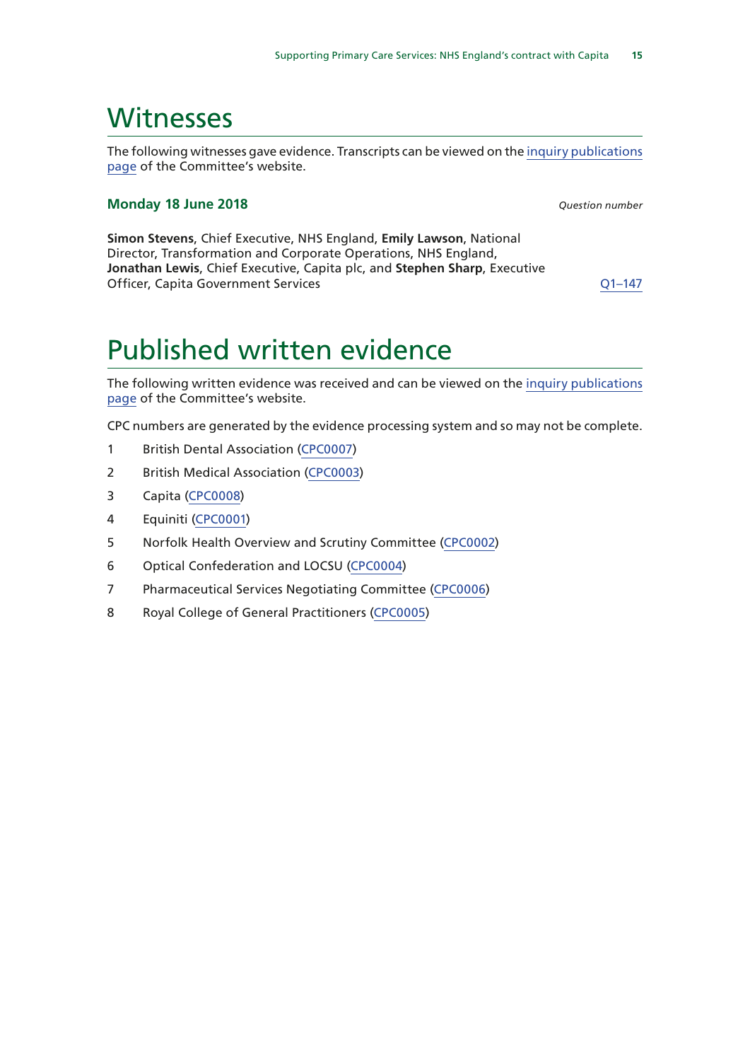# Witnesses

The following witnesses gave evidence. Transcripts can be viewed on the inquiry publications page of the Committee's website.

### Monday 18 June 2018

*Question number*

**Simon Stevens**, Chief Executive, NHS England, **Emily Lawson**, National Director, Transformation and Corporate Operations, NHS England, **Jonathan Lewis**, Chief Executive, Capita plc, and **Stephen Sharp**, Executive Officer, Capita Government Services — Q1–147

# Published written evidence

The following written evidence was received and can be viewed on the inquiry publications page of the Committee's website.

CPC numbers are generated by the evidence processing system and so may not be complete.

1 British Dental Association (CPC0007)

2 British Medical Association (CPC0003)

3 Capita (CPC0008)

4 Equiniti (CPC0001)

5 Norfolk Health Overview and Scrutiny Committee (CPC0002)

6 Optical Confederation and LOCSU (CPC0004)

7 Pharmaceutical Services Negotiating Committee (CPC0006)

8 Royal College of General Practitioners (CPC0005)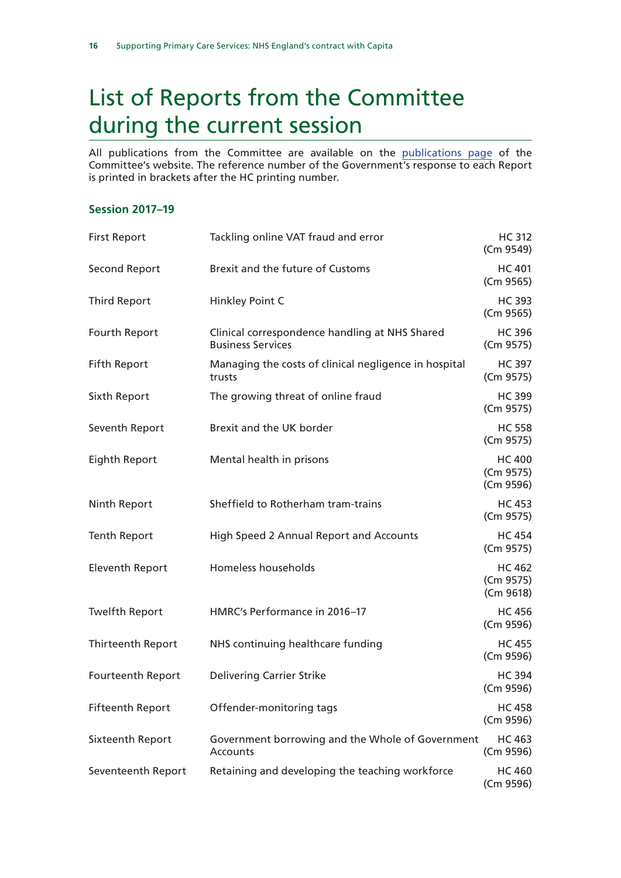# List of Reports from the Committee during the current session

All publications from the Committee are available on the publications page of the Committee's website. The reference number of the Government's response to each Report is printed in brackets after the HC printing number.

### Session 2017–19

| | | |
|---|---|---|
| First Report | Tackling online VAT fraud and error | HC 312 (Cm 9549) |
| Second Report | Brexit and the future of Customs | HC 401 (Cm 9565) |
| Third Report | Hinkley Point C | HC 393 (Cm 9565) |
| Fourth Report | Clinical correspondence handling at NHS Shared Business Services | HC 396 (Cm 9575) |
| Fifth Report | Managing the costs of clinical negligence in hospital trusts | HC 397 (Cm 9575) |
| Sixth Report | The growing threat of online fraud | HC 399 (Cm 9575) |
| Seventh Report | Brexit and the UK border | HC 558 (Cm 9575) |
| Eighth Report | Mental health in prisons | HC 400 (Cm 9575) (Cm 9596) |
| Ninth Report | Sheffield to Rotherham tram-trains | HC 453 (Cm 9575) |
| Tenth Report | High Speed 2 Annual Report and Accounts | HC 454 (Cm 9575) |
| Eleventh Report | Homeless households | HC 462 (Cm 9575) (Cm 9618) |
| Twelfth Report | HMRC's Performance in 2016–17 | HC 456 (Cm 9596) |
| Thirteenth Report | NHS continuing healthcare funding | HC 455 (Cm 9596) |
| Fourteenth Report | Delivering Carrier Strike | HC 394 (Cm 9596) |
| Fifteenth Report | Offender-monitoring tags | HC 458 (Cm 9596) |
| Sixteenth Report | Government borrowing and the Whole of Government Accounts | HC 463 (Cm 9596) |
| Seventeenth Report | Retaining and developing the teaching workforce | HC 460 (Cm 9596) |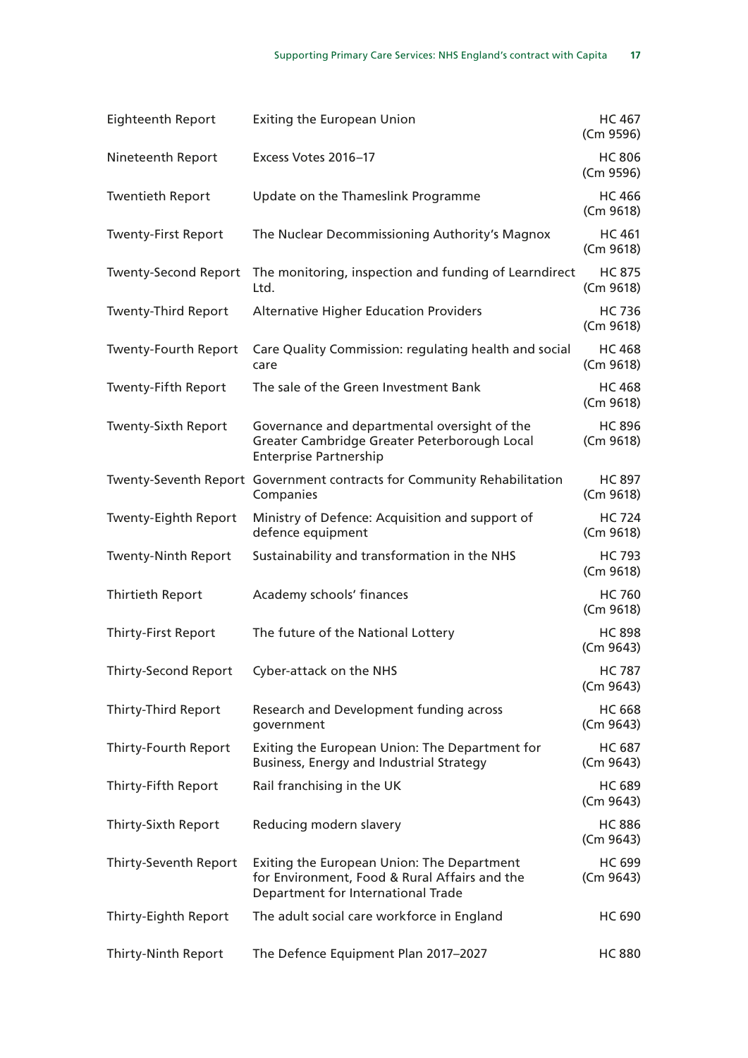| | | |
|---|---|---|
| Eighteenth Report | Exiting the European Union | HC 467 (Cm 9596) |
| Nineteenth Report | Excess Votes 2016–17 | HC 806 (Cm 9596) |
| Twentieth Report | Update on the Thameslink Programme | HC 466 (Cm 9618) |
| Twenty-First Report | The Nuclear Decommissioning Authority's Magnox | HC 461 (Cm 9618) |
| Twenty-Second Report | The monitoring, inspection and funding of Learndirect Ltd. | HC 875 (Cm 9618) |
| Twenty-Third Report | Alternative Higher Education Providers | HC 736 (Cm 9618) |
| Twenty-Fourth Report | Care Quality Commission: regulating health and social care | HC 468 (Cm 9618) |
| Twenty-Fifth Report | The sale of the Green Investment Bank | HC 468 (Cm 9618) |
| Twenty-Sixth Report | Governance and departmental oversight of the Greater Cambridge Greater Peterborough Local Enterprise Partnership | HC 896 (Cm 9618) |
| Twenty-Seventh Report | Government contracts for Community Rehabilitation Companies | HC 897 (Cm 9618) |
| Twenty-Eighth Report | Ministry of Defence: Acquisition and support of defence equipment | HC 724 (Cm 9618) |
| Twenty-Ninth Report | Sustainability and transformation in the NHS | HC 793 (Cm 9618) |
| Thirtieth Report | Academy schools' finances | HC 760 (Cm 9618) |
| Thirty-First Report | The future of the National Lottery | HC 898 (Cm 9643) |
| Thirty-Second Report | Cyber-attack on the NHS | HC 787 (Cm 9643) |
| Thirty-Third Report | Research and Development funding across government | HC 668 (Cm 9643) |
| Thirty-Fourth Report | Exiting the European Union: The Department for Business, Energy and Industrial Strategy | HC 687 (Cm 9643) |
| Thirty-Fifth Report | Rail franchising in the UK | HC 689 (Cm 9643) |
| Thirty-Sixth Report | Reducing modern slavery | HC 886 (Cm 9643) |
| Thirty-Seventh Report | Exiting the European Union: The Department for Environment, Food & Rural Affairs and the Department for International Trade | HC 699 (Cm 9643) |
| Thirty-Eighth Report | The adult social care workforce in England | HC 690 |
| Thirty-Ninth Report | The Defence Equipment Plan 2017–2027 | HC 880 |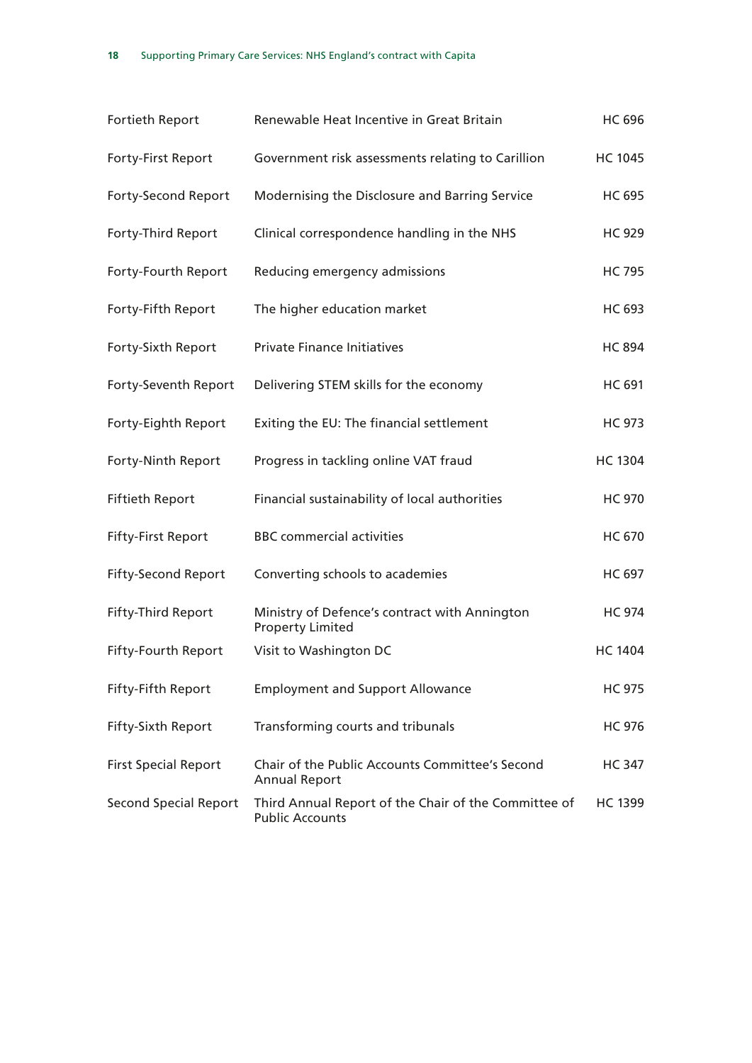| | | |
|---|---|---|
| Fortieth Report | Renewable Heat Incentive in Great Britain | HC 696 |
| Forty-First Report | Government risk assessments relating to Carillion | HC 1045 |
| Forty-Second Report | Modernising the Disclosure and Barring Service | HC 695 |
| Forty-Third Report | Clinical correspondence handling in the NHS | HC 929 |
| Forty-Fourth Report | Reducing emergency admissions | HC 795 |
| Forty-Fifth Report | The higher education market | HC 693 |
| Forty-Sixth Report | Private Finance Initiatives | HC 894 |
| Forty-Seventh Report | Delivering STEM skills for the economy | HC 691 |
| Forty-Eighth Report | Exiting the EU: The financial settlement | HC 973 |
| Forty-Ninth Report | Progress in tackling online VAT fraud | HC 1304 |
| Fiftieth Report | Financial sustainability of local authorities | HC 970 |
| Fifty-First Report | BBC commercial activities | HC 670 |
| Fifty-Second Report | Converting schools to academies | HC 697 |
| Fifty-Third Report | Ministry of Defence's contract with Annington Property Limited | HC 974 |
| Fifty-Fourth Report | Visit to Washington DC | HC 1404 |
| Fifty-Fifth Report | Employment and Support Allowance | HC 975 |
| Fifty-Sixth Report | Transforming courts and tribunals | HC 976 |
| First Special Report | Chair of the Public Accounts Committee's Second Annual Report | HC 347 |
| Second Special Report | Third Annual Report of the Chair of the Committee of Public Accounts | HC 1399 |